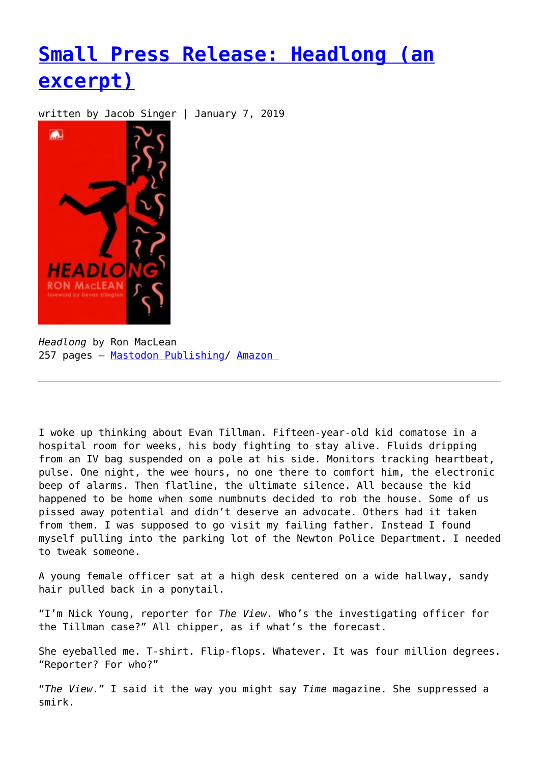# [Small Press Release: Headlong (an excerpt)]()

written by Jacob Singer | January 7, 2019

*Headlong* by Ron MacLean
257 pages – [Mastodon Publishing]()/ [Amazon]()

---

I woke up thinking about Evan Tillman. Fifteen-year-old kid comatose in a hospital room for weeks, his body fighting to stay alive. Fluids dripping from an IV bag suspended on a pole at his side. Monitors tracking heartbeat, pulse. One night, the wee hours, no one there to comfort him, the electronic beep of alarms. Then flatline, the ultimate silence. All because the kid happened to be home when some numbnuts decided to rob the house. Some of us pissed away potential and didn't deserve an advocate. Others had it taken from them. I was supposed to go visit my failing father. Instead I found myself pulling into the parking lot of the Newton Police Department. I needed to tweak someone.

A young female officer sat at a high desk centered on a wide hallway, sandy hair pulled back in a ponytail.

"I'm Nick Young, reporter for *The View*. Who's the investigating officer for the Tillman case?" All chipper, as if what's the forecast.

She eyeballed me. T-shirt. Flip-flops. Whatever. It was four million degrees. "Reporter? For who?"

"*The View*." I said it the way you might say *Time* magazine. She suppressed a smirk.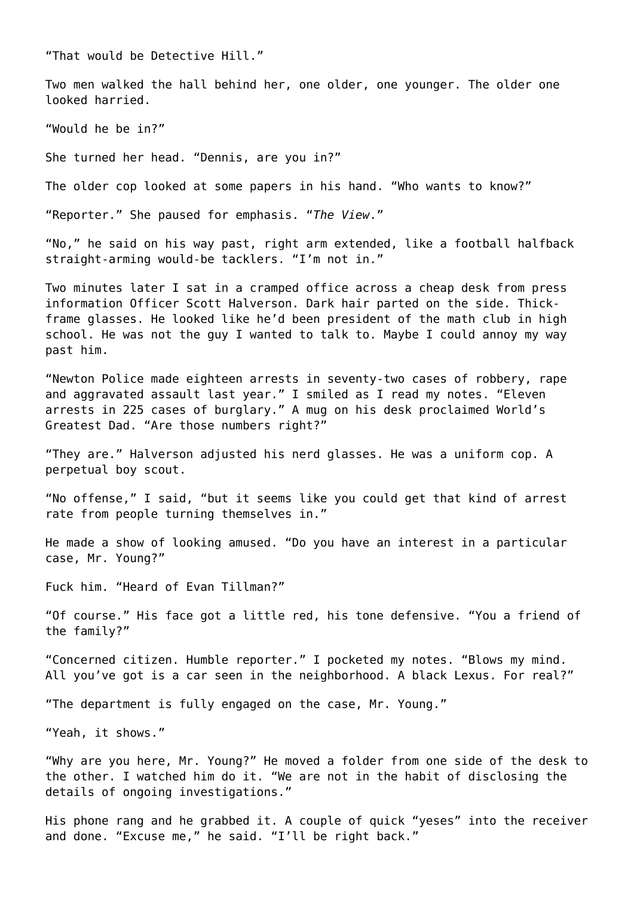“That would be Detective Hill.”

Two men walked the hall behind her, one older, one younger. The older one looked harried.

“Would he be in?”

She turned her head. “Dennis, are you in?”

The older cop looked at some papers in his hand. “Who wants to know?”

“Reporter.” She paused for emphasis. “*The View*.”

“No,” he said on his way past, right arm extended, like a football halfback straight-arming would-be tacklers. “I’m not in.”

Two minutes later I sat in a cramped office across a cheap desk from press information Officer Scott Halverson. Dark hair parted on the side. Thick-frame glasses. He looked like he’d been president of the math club in high school. He was not the guy I wanted to talk to. Maybe I could annoy my way past him.

“Newton Police made eighteen arrests in seventy-two cases of robbery, rape and aggravated assault last year.” I smiled as I read my notes. “Eleven arrests in 225 cases of burglary.” A mug on his desk proclaimed World’s Greatest Dad. “Are those numbers right?”

“They are.” Halverson adjusted his nerd glasses. He was a uniform cop. A perpetual boy scout.

“No offense,” I said, “but it seems like you could get that kind of arrest rate from people turning themselves in.”

He made a show of looking amused. “Do you have an interest in a particular case, Mr. Young?”

Fuck him. “Heard of Evan Tillman?”

“Of course.” His face got a little red, his tone defensive. “You a friend of the family?”

“Concerned citizen. Humble reporter.” I pocketed my notes. “Blows my mind. All you’ve got is a car seen in the neighborhood. A black Lexus. For real?”

“The department is fully engaged on the case, Mr. Young.”

“Yeah, it shows.”

“Why are you here, Mr. Young?” He moved a folder from one side of the desk to the other. I watched him do it. “We are not in the habit of disclosing the details of ongoing investigations.”

His phone rang and he grabbed it. A couple of quick “yeses” into the receiver and done. “Excuse me,” he said. “I’ll be right back.”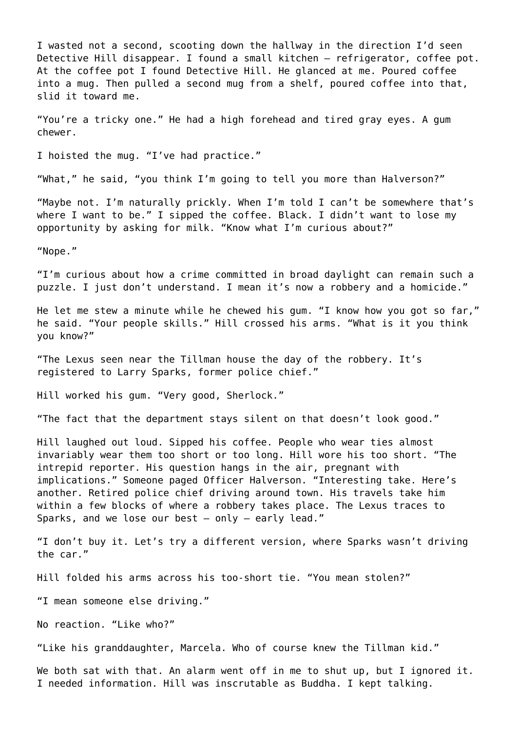I wasted not a second, scooting down the hallway in the direction I'd seen Detective Hill disappear. I found a small kitchen – refrigerator, coffee pot. At the coffee pot I found Detective Hill. He glanced at me. Poured coffee into a mug. Then pulled a second mug from a shelf, poured coffee into that, slid it toward me.

"You're a tricky one." He had a high forehead and tired gray eyes. A gum chewer.

I hoisted the mug. "I've had practice."

"What," he said, "you think I'm going to tell you more than Halverson?"

"Maybe not. I'm naturally prickly. When I'm told I can't be somewhere that's where I want to be." I sipped the coffee. Black. I didn't want to lose my opportunity by asking for milk. "Know what I'm curious about?"

"Nope."

"I'm curious about how a crime committed in broad daylight can remain such a puzzle. I just don't understand. I mean it's now a robbery and a homicide."

He let me stew a minute while he chewed his gum. "I know how you got so far," he said. "Your people skills." Hill crossed his arms. "What is it you think you know?"

"The Lexus seen near the Tillman house the day of the robbery. It's registered to Larry Sparks, former police chief."

Hill worked his gum. "Very good, Sherlock."

"The fact that the department stays silent on that doesn't look good."

Hill laughed out loud. Sipped his coffee. People who wear ties almost invariably wear them too short or too long. Hill wore his too short. "The intrepid reporter. His question hangs in the air, pregnant with implications." Someone paged Officer Halverson. "Interesting take. Here's another. Retired police chief driving around town. His travels take him within a few blocks of where a robbery takes place. The Lexus traces to Sparks, and we lose our best – only – early lead."

"I don't buy it. Let's try a different version, where Sparks wasn't driving the car."

Hill folded his arms across his too-short tie. "You mean stolen?"

"I mean someone else driving."

No reaction. "Like who?"

"Like his granddaughter, Marcela. Who of course knew the Tillman kid."

We both sat with that. An alarm went off in me to shut up, but I ignored it. I needed information. Hill was inscrutable as Buddha. I kept talking.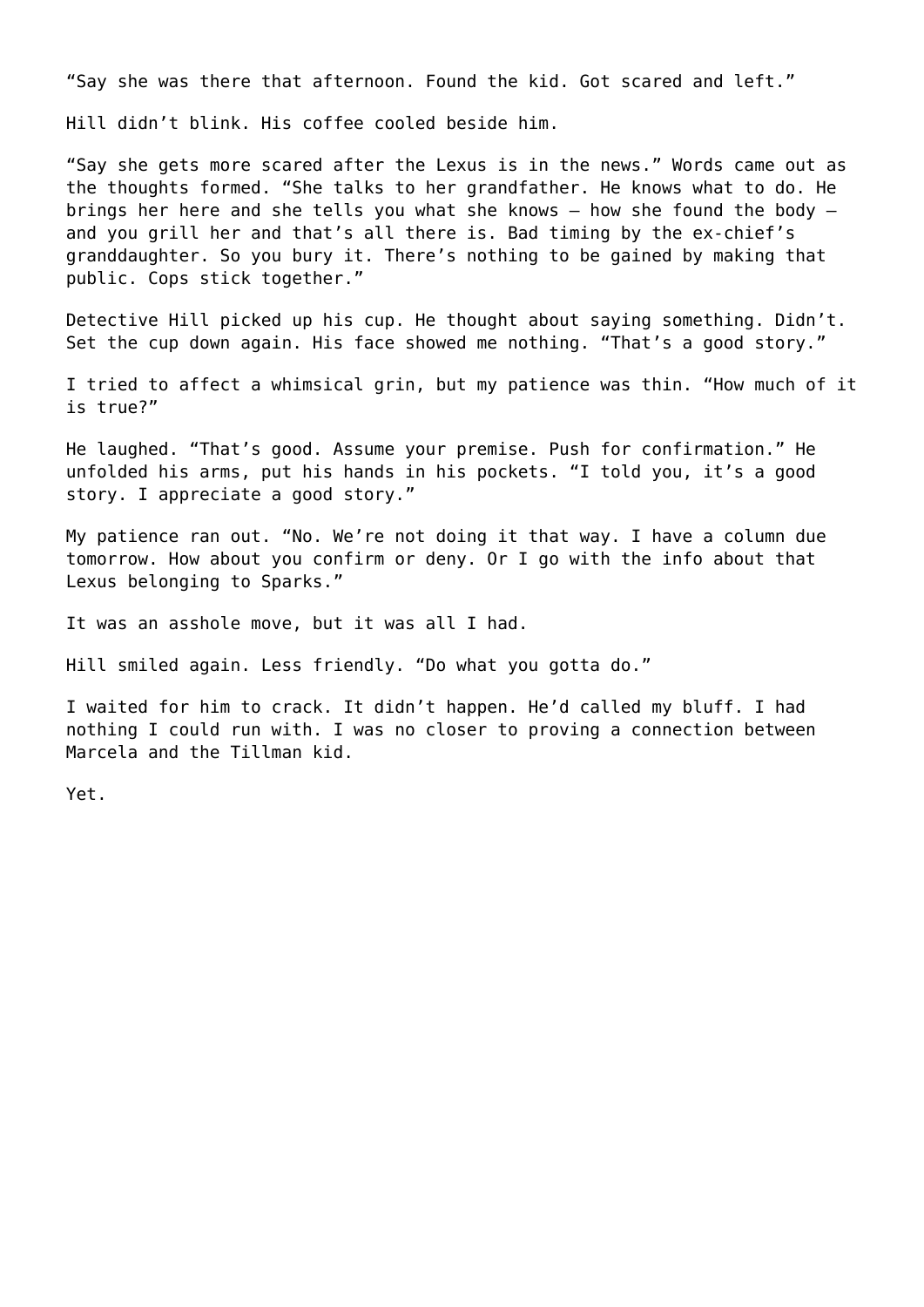"Say she was there that afternoon. Found the kid. Got scared and left."

Hill didn't blink. His coffee cooled beside him.

"Say she gets more scared after the Lexus is in the news." Words came out as the thoughts formed. "She talks to her grandfather. He knows what to do. He brings her here and she tells you what she knows — how she found the body — and you grill her and that's all there is. Bad timing by the ex-chief's granddaughter. So you bury it. There's nothing to be gained by making that public. Cops stick together."

Detective Hill picked up his cup. He thought about saying something. Didn't. Set the cup down again. His face showed me nothing. "That's a good story."

I tried to affect a whimsical grin, but my patience was thin. "How much of it is true?"

He laughed. "That's good. Assume your premise. Push for confirmation." He unfolded his arms, put his hands in his pockets. "I told you, it's a good story. I appreciate a good story."

My patience ran out. "No. We're not doing it that way. I have a column due tomorrow. How about you confirm or deny. Or I go with the info about that Lexus belonging to Sparks."

It was an asshole move, but it was all I had.

Hill smiled again. Less friendly. "Do what you gotta do."

I waited for him to crack. It didn't happen. He'd called my bluff. I had nothing I could run with. I was no closer to proving a connection between Marcela and the Tillman kid.

Yet.